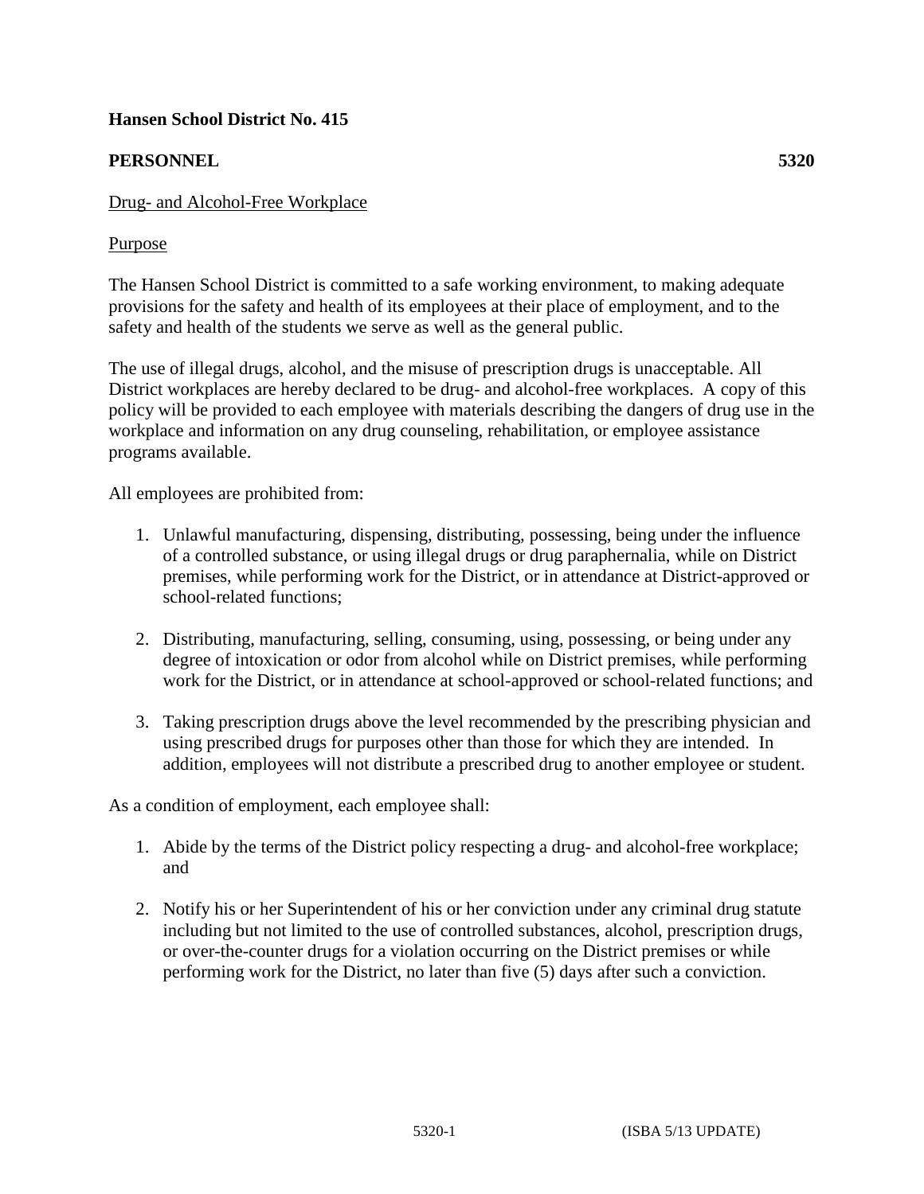**Hansen School District No. 415**

**PERSONNEL** **5320**

Drug- and Alcohol-Free Workplace

Purpose

The Hansen School District is committed to a safe working environment, to making adequate provisions for the safety and health of its employees at their place of employment, and to the safety and health of the students we serve as well as the general public.

The use of illegal drugs, alcohol, and the misuse of prescription drugs is unacceptable. All District workplaces are hereby declared to be drug- and alcohol-free workplaces. A copy of this policy will be provided to each employee with materials describing the dangers of drug use in the workplace and information on any drug counseling, rehabilitation, or employee assistance programs available.

All employees are prohibited from:

1. Unlawful manufacturing, dispensing, distributing, possessing, being under the influence of a controlled substance, or using illegal drugs or drug paraphernalia, while on District premises, while performing work for the District, or in attendance at District-approved or school-related functions;

2. Distributing, manufacturing, selling, consuming, using, possessing, or being under any degree of intoxication or odor from alcohol while on District premises, while performing work for the District, or in attendance at school-approved or school-related functions; and

3. Taking prescription drugs above the level recommended by the prescribing physician and using prescribed drugs for purposes other than those for which they are intended. In addition, employees will not distribute a prescribed drug to another employee or student.

As a condition of employment, each employee shall:

1. Abide by the terms of the District policy respecting a drug- and alcohol-free workplace; and

2. Notify his or her Superintendent of his or her conviction under any criminal drug statute including but not limited to the use of controlled substances, alcohol, prescription drugs, or over-the-counter drugs for a violation occurring on the District premises or while performing work for the District, no later than five (5) days after such a conviction.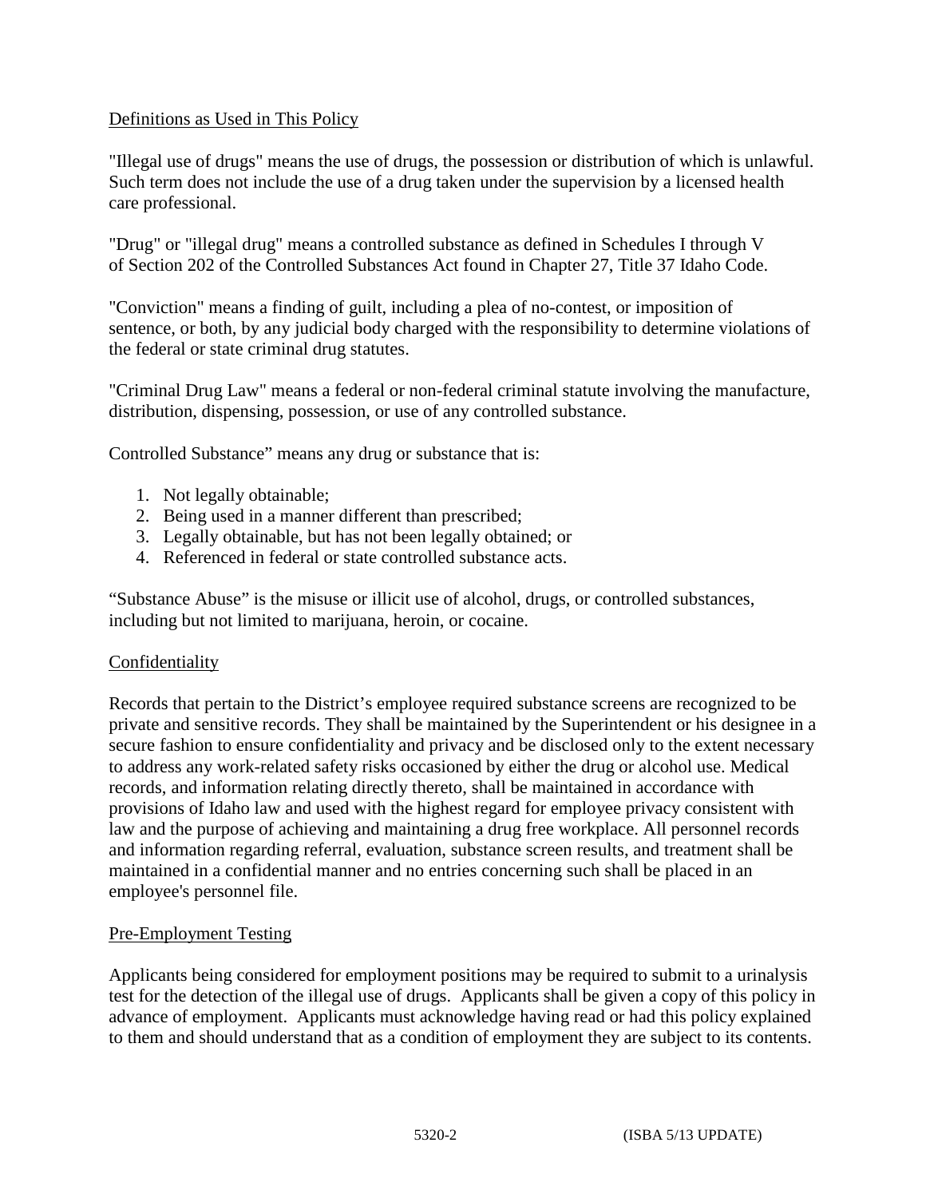## Definitions as Used in This Policy

"Illegal use of drugs" means the use of drugs, the possession or distribution of which is unlawful. Such term does not include the use of a drug taken under the supervision by a licensed health care professional.

"Drug" or "illegal drug" means a controlled substance as defined in Schedules I through V of Section 202 of the Controlled Substances Act found in Chapter 27, Title 37 Idaho Code.

"Conviction" means a finding of guilt, including a plea of no-contest, or imposition of sentence, or both, by any judicial body charged with the responsibility to determine violations of the federal or state criminal drug statutes.

"Criminal Drug Law" means a federal or non-federal criminal statute involving the manufacture, distribution, dispensing, possession, or use of any controlled substance.

Controlled Substance" means any drug or substance that is:

1. Not legally obtainable;
2. Being used in a manner different than prescribed;
3. Legally obtainable, but has not been legally obtained; or
4. Referenced in federal or state controlled substance acts.

"Substance Abuse" is the misuse or illicit use of alcohol, drugs, or controlled substances, including but not limited to marijuana, heroin, or cocaine.

## Confidentiality

Records that pertain to the District's employee required substance screens are recognized to be private and sensitive records. They shall be maintained by the Superintendent or his designee in a secure fashion to ensure confidentiality and privacy and be disclosed only to the extent necessary to address any work-related safety risks occasioned by either the drug or alcohol use. Medical records, and information relating directly thereto, shall be maintained in accordance with provisions of Idaho law and used with the highest regard for employee privacy consistent with law and the purpose of achieving and maintaining a drug free workplace. All personnel records and information regarding referral, evaluation, substance screen results, and treatment shall be maintained in a confidential manner and no entries concerning such shall be placed in an employee's personnel file.

## Pre-Employment Testing

Applicants being considered for employment positions may be required to submit to a urinalysis test for the detection of the illegal use of drugs. Applicants shall be given a copy of this policy in advance of employment. Applicants must acknowledge having read or had this policy explained to them and should understand that as a condition of employment they are subject to its contents.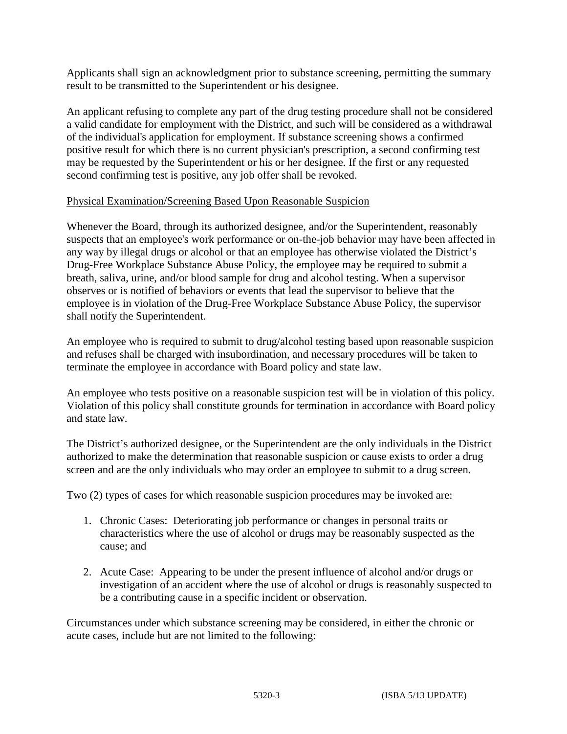Applicants shall sign an acknowledgment prior to substance screening, permitting the summary result to be transmitted to the Superintendent or his designee.

An applicant refusing to complete any part of the drug testing procedure shall not be considered a valid candidate for employment with the District, and such will be considered as a withdrawal of the individual's application for employment. If substance screening shows a confirmed positive result for which there is no current physician's prescription, a second confirming test may be requested by the Superintendent or his or her designee. If the first or any requested second confirming test is positive, any job offer shall be revoked.

Physical Examination/Screening Based Upon Reasonable Suspicion

Whenever the Board, through its authorized designee, and/or the Superintendent, reasonably suspects that an employee's work performance or on-the-job behavior may have been affected in any way by illegal drugs or alcohol or that an employee has otherwise violated the District's Drug-Free Workplace Substance Abuse Policy, the employee may be required to submit a breath, saliva, urine, and/or blood sample for drug and alcohol testing. When a supervisor observes or is notified of behaviors or events that lead the supervisor to believe that the employee is in violation of the Drug-Free Workplace Substance Abuse Policy, the supervisor shall notify the Superintendent.

An employee who is required to submit to drug/alcohol testing based upon reasonable suspicion and refuses shall be charged with insubordination, and necessary procedures will be taken to terminate the employee in accordance with Board policy and state law.

An employee who tests positive on a reasonable suspicion test will be in violation of this policy. Violation of this policy shall constitute grounds for termination in accordance with Board policy and state law.

The District's authorized designee, or the Superintendent are the only individuals in the District authorized to make the determination that reasonable suspicion or cause exists to order a drug screen and are the only individuals who may order an employee to submit to a drug screen.

Two (2) types of cases for which reasonable suspicion procedures may be invoked are:

1. Chronic Cases: Deteriorating job performance or changes in personal traits or characteristics where the use of alcohol or drugs may be reasonably suspected as the cause; and

2. Acute Case: Appearing to be under the present influence of alcohol and/or drugs or investigation of an accident where the use of alcohol or drugs is reasonably suspected to be a contributing cause in a specific incident or observation.

Circumstances under which substance screening may be considered, in either the chronic or acute cases, include but are not limited to the following: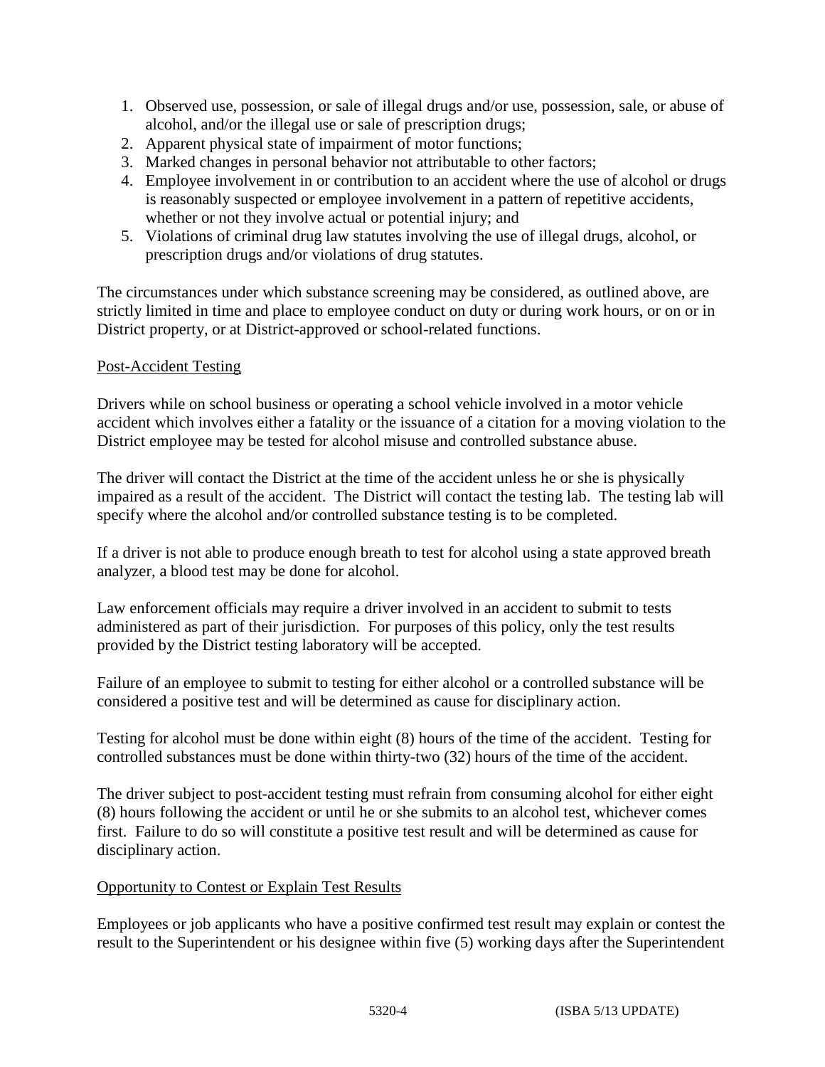1. Observed use, possession, or sale of illegal drugs and/or use, possession, sale, or abuse of alcohol, and/or the illegal use or sale of prescription drugs;
2. Apparent physical state of impairment of motor functions;
3. Marked changes in personal behavior not attributable to other factors;
4. Employee involvement in or contribution to an accident where the use of alcohol or drugs is reasonably suspected or employee involvement in a pattern of repetitive accidents, whether or not they involve actual or potential injury; and
5. Violations of criminal drug law statutes involving the use of illegal drugs, alcohol, or prescription drugs and/or violations of drug statutes.

The circumstances under which substance screening may be considered, as outlined above, are strictly limited in time and place to employee conduct on duty or during work hours, or on or in District property, or at District-approved or school-related functions.

## Post-Accident Testing

Drivers while on school business or operating a school vehicle involved in a motor vehicle accident which involves either a fatality or the issuance of a citation for a moving violation to the District employee may be tested for alcohol misuse and controlled substance abuse.

The driver will contact the District at the time of the accident unless he or she is physically impaired as a result of the accident. The District will contact the testing lab. The testing lab will specify where the alcohol and/or controlled substance testing is to be completed.

If a driver is not able to produce enough breath to test for alcohol using a state approved breath analyzer, a blood test may be done for alcohol.

Law enforcement officials may require a driver involved in an accident to submit to tests administered as part of their jurisdiction. For purposes of this policy, only the test results provided by the District testing laboratory will be accepted.

Failure of an employee to submit to testing for either alcohol or a controlled substance will be considered a positive test and will be determined as cause for disciplinary action.

Testing for alcohol must be done within eight (8) hours of the time of the accident. Testing for controlled substances must be done within thirty-two (32) hours of the time of the accident.

The driver subject to post-accident testing must refrain from consuming alcohol for either eight (8) hours following the accident or until he or she submits to an alcohol test, whichever comes first. Failure to do so will constitute a positive test result and will be determined as cause for disciplinary action.

## Opportunity to Contest or Explain Test Results

Employees or job applicants who have a positive confirmed test result may explain or contest the result to the Superintendent or his designee within five (5) working days after the Superintendent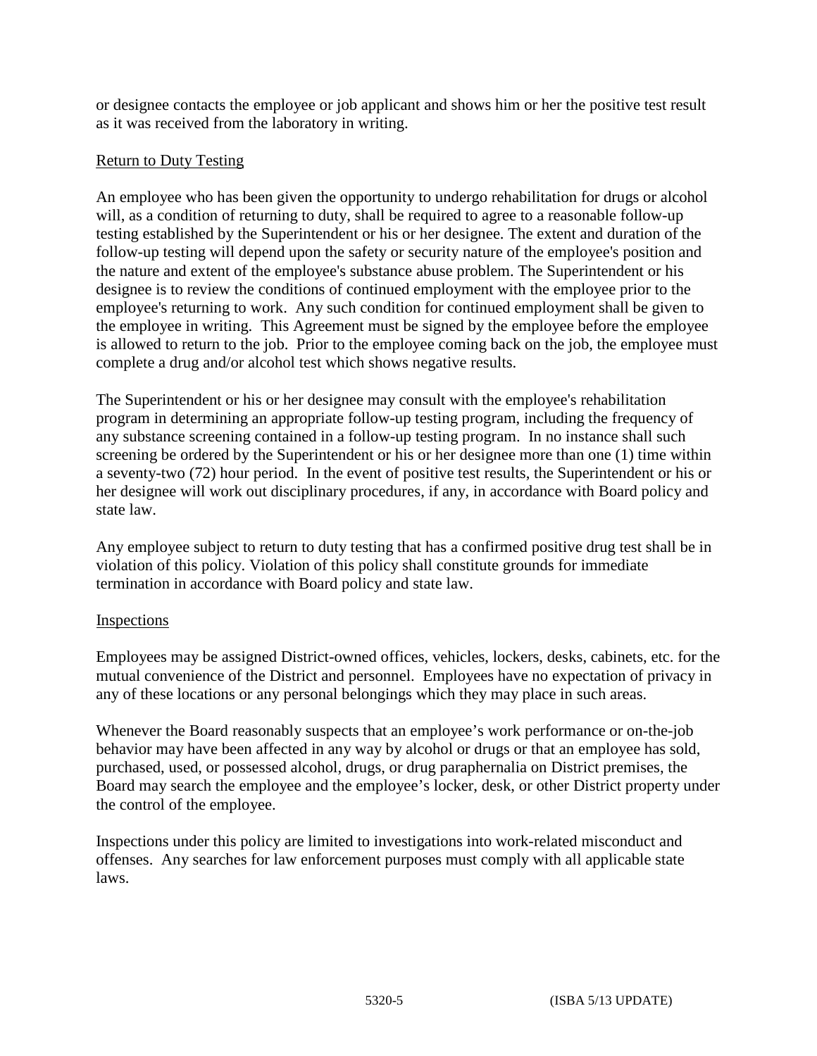or designee contacts the employee or job applicant and shows him or her the positive test result as it was received from the laboratory in writing.

Return to Duty Testing

An employee who has been given the opportunity to undergo rehabilitation for drugs or alcohol will, as a condition of returning to duty, shall be required to agree to a reasonable follow-up testing established by the Superintendent or his or her designee. The extent and duration of the follow-up testing will depend upon the safety or security nature of the employee's position and the nature and extent of the employee's substance abuse problem. The Superintendent or his designee is to review the conditions of continued employment with the employee prior to the employee's returning to work. Any such condition for continued employment shall be given to the employee in writing. This Agreement must be signed by the employee before the employee is allowed to return to the job. Prior to the employee coming back on the job, the employee must complete a drug and/or alcohol test which shows negative results.

The Superintendent or his or her designee may consult with the employee's rehabilitation program in determining an appropriate follow-up testing program, including the frequency of any substance screening contained in a follow-up testing program. In no instance shall such screening be ordered by the Superintendent or his or her designee more than one (1) time within a seventy-two (72) hour period. In the event of positive test results, the Superintendent or his or her designee will work out disciplinary procedures, if any, in accordance with Board policy and state law.

Any employee subject to return to duty testing that has a confirmed positive drug test shall be in violation of this policy. Violation of this policy shall constitute grounds for immediate termination in accordance with Board policy and state law.

Inspections

Employees may be assigned District-owned offices, vehicles, lockers, desks, cabinets, etc. for the mutual convenience of the District and personnel. Employees have no expectation of privacy in any of these locations or any personal belongings which they may place in such areas.

Whenever the Board reasonably suspects that an employee's work performance or on-the-job behavior may have been affected in any way by alcohol or drugs or that an employee has sold, purchased, used, or possessed alcohol, drugs, or drug paraphernalia on District premises, the Board may search the employee and the employee's locker, desk, or other District property under the control of the employee.

Inspections under this policy are limited to investigations into work-related misconduct and offenses. Any searches for law enforcement purposes must comply with all applicable state laws.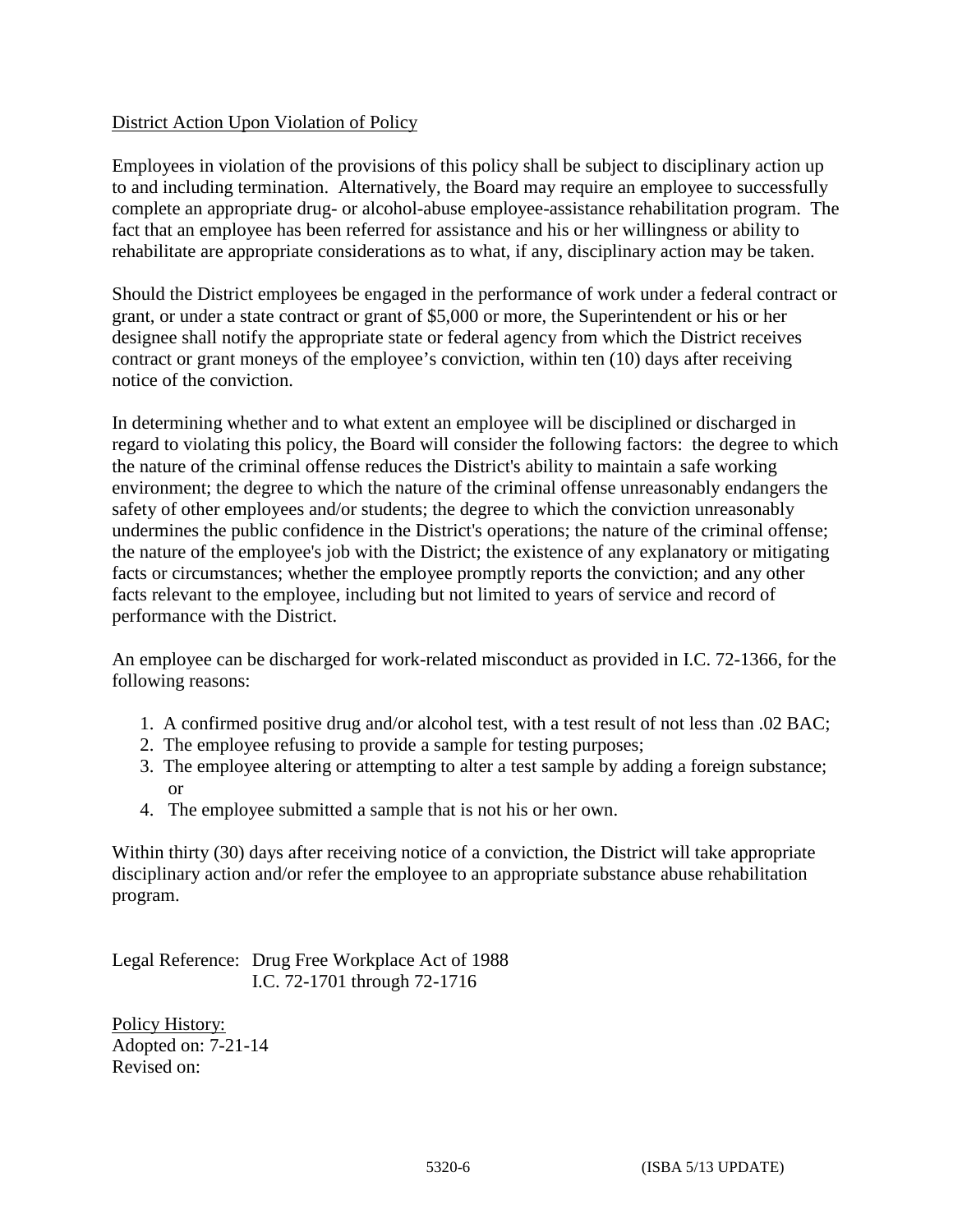District Action Upon Violation of Policy

Employees in violation of the provisions of this policy shall be subject to disciplinary action up to and including termination. Alternatively, the Board may require an employee to successfully complete an appropriate drug- or alcohol-abuse employee-assistance rehabilitation program. The fact that an employee has been referred for assistance and his or her willingness or ability to rehabilitate are appropriate considerations as to what, if any, disciplinary action may be taken.

Should the District employees be engaged in the performance of work under a federal contract or grant, or under a state contract or grant of $5,000 or more, the Superintendent or his or her designee shall notify the appropriate state or federal agency from which the District receives contract or grant moneys of the employee's conviction, within ten (10) days after receiving notice of the conviction.

In determining whether and to what extent an employee will be disciplined or discharged in regard to violating this policy, the Board will consider the following factors: the degree to which the nature of the criminal offense reduces the District's ability to maintain a safe working environment; the degree to which the nature of the criminal offense unreasonably endangers the safety of other employees and/or students; the degree to which the conviction unreasonably undermines the public confidence in the District's operations; the nature of the criminal offense; the nature of the employee's job with the District; the existence of any explanatory or mitigating facts or circumstances; whether the employee promptly reports the conviction; and any other facts relevant to the employee, including but not limited to years of service and record of performance with the District.

An employee can be discharged for work-related misconduct as provided in I.C. 72-1366, for the following reasons:

1. A confirmed positive drug and/or alcohol test, with a test result of not less than .02 BAC;
2. The employee refusing to provide a sample for testing purposes;
3. The employee altering or attempting to alter a test sample by adding a foreign substance; or
4. The employee submitted a sample that is not his or her own.

Within thirty (30) days after receiving notice of a conviction, the District will take appropriate disciplinary action and/or refer the employee to an appropriate substance abuse rehabilitation program.

Legal Reference: Drug Free Workplace Act of 1988
I.C. 72-1701 through 72-1716

Policy History:
Adopted on: 7-21-14
Revised on:

5320-6 (ISBA 5/13 UPDATE)